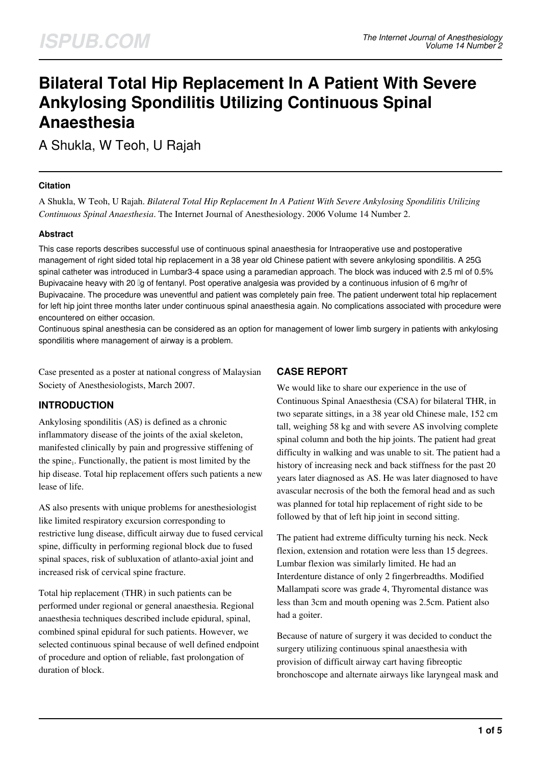# Bilateral Total Hip Replacement In A Patient With Severe Ankylosing Spondilitis Utilizing Continuous Spinal Anaesthesia

A Shukla, W Teoh, U Rajah

### Citation

A Shukla, W Teoh, U Rajah. *Bilateral Total Hip Replacement In A Patient With Severe Ankylosing Spondilitis Utilizing Continuous Spinal Anaesthesia*. The Internet Journal of Anesthesiology. 2006 Volume 14 Number 2.

### Abstract

This case reports describes successful use of continuous spinal anaesthesia for Intraoperative use and postoperative management of right sided total hip replacement in a 38 year old Chinese patient with severe ankylosing spondilitis. A 25G spinal catheter was introduced in Lumbar3-4 space using a paramedian approach. The block was induced with 2.5 ml of 0.5% Bupivacaine heavy with 20 μg of fentanyl. Post operative analgesia was provided by a continuous infusion of 6 mg/hr of Bupivacaine. The procedure was uneventful and patient was completely pain free. The patient underwent total hip replacement for left hip joint three months later under continuous spinal anaesthesia again. No complications associated with procedure were encountered on either occasion.

Continuous spinal anesthesia can be considered as an option for management of lower limb surgery in patients with ankylosing spondilitis where management of airway is a problem.

Case presented as a poster at national congress of Malaysian Society of Anesthesiologists, March 2007.

## INTRODUCTION

Ankylosing spondilitis (AS) is defined as a chronic inflammatory disease of the joints of the axial skeleton, manifested clinically by pain and progressive stiffening of the spine[1]. Functionally, the patient is most limited by the hip disease. Total hip replacement offers such patients a new lease of life.

AS also presents with unique problems for anesthesiologist like limited respiratory excursion corresponding to restrictive lung disease, difficult airway due to fused cervical spine, difficulty in performing regional block due to fused spinal spaces, risk of subluxation of atlanto-axial joint and increased risk of cervical spine fracture.

Total hip replacement (THR) in such patients can be performed under regional or general anaesthesia. Regional anaesthesia techniques described include epidural, spinal, combined spinal epidural for such patients. However, we selected continuous spinal because of well defined endpoint of procedure and option of reliable, fast prolongation of duration of block.

## CASE REPORT

We would like to share our experience in the use of Continuous Spinal Anaesthesia (CSA) for bilateral THR, in two separate sittings, in a 38 year old Chinese male, 152 cm tall, weighing 58 kg and with severe AS involving complete spinal column and both the hip joints. The patient had great difficulty in walking and was unable to sit. The patient had a history of increasing neck and back stiffness for the past 20 years later diagnosed as AS. He was later diagnosed to have avascular necrosis of the both the femoral head and as such was planned for total hip replacement of right side to be followed by that of left hip joint in second sitting.

The patient had extreme difficulty turning his neck. Neck flexion, extension and rotation were less than 15 degrees. Lumbar flexion was similarly limited. He had an Interdenture distance of only 2 fingerbreadths. Modified Mallampati score was grade 4, Thyromental distance was less than 3cm and mouth opening was 2.5cm. Patient also had a goiter.

Because of nature of surgery it was decided to conduct the surgery utilizing continuous spinal anaesthesia with provision of difficult airway cart having fibreoptic bronchoscope and alternate airways like laryngeal mask and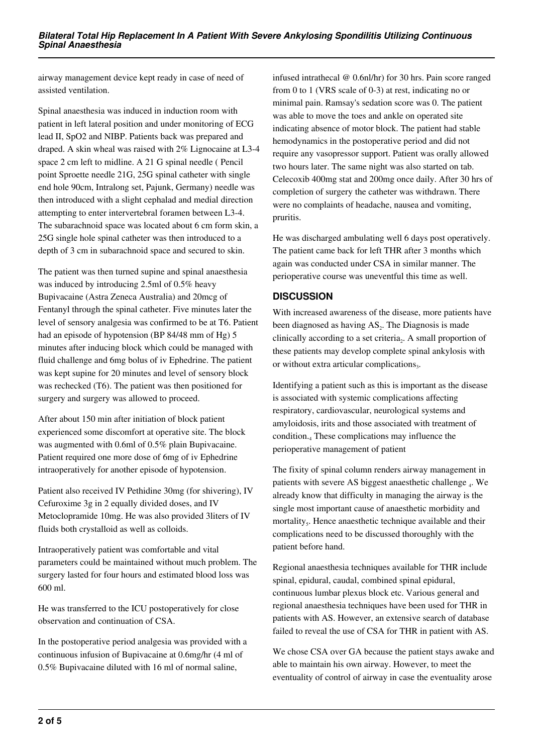airway management device kept ready in case of need of assisted ventilation.

Spinal anaesthesia was induced in induction room with patient in left lateral position and under monitoring of ECG lead II, SpO2 and NIBP. Patients back was prepared and draped. A skin wheal was raised with 2% Lignocaine at L3-4 space 2 cm left to midline. A 21 G spinal needle ( Pencil point Sproette needle 21G, 25G spinal catheter with single end hole 90cm, Intralong set, Pajunk, Germany) needle was then introduced with a slight cephalad and medial direction attempting to enter intervertebral foramen between L3-4. The subarachnoid space was located about 6 cm form skin, a 25G single hole spinal catheter was then introduced to a depth of 3 cm in subarachnoid space and secured to skin.

The patient was then turned supine and spinal anaesthesia was induced by introducing 2.5ml of 0.5% heavy Bupivacaine (Astra Zeneca Australia) and 20mcg of Fentanyl through the spinal catheter. Five minutes later the level of sensory analgesia was confirmed to be at T6. Patient had an episode of hypotension (BP 84/48 mm of Hg) 5 minutes after inducing block which could be managed with fluid challenge and 6mg bolus of iv Ephedrine. The patient was kept supine for 20 minutes and level of sensory block was rechecked (T6). The patient was then positioned for surgery and surgery was allowed to proceed.

After about 150 min after initiation of block patient experienced some discomfort at operative site. The block was augmented with 0.6ml of 0.5% plain Bupivacaine. Patient required one more dose of 6mg of iv Ephedrine intraoperatively for another episode of hypotension.

Patient also received IV Pethidine 30mg (for shivering), IV Cefuroxime 3g in 2 equally divided doses, and IV Metoclopramide 10mg. He was also provided 3liters of IV fluids both crystalloid as well as colloids.

Intraoperatively patient was comfortable and vital parameters could be maintained without much problem. The surgery lasted for four hours and estimated blood loss was 600 ml.

He was transferred to the ICU postoperatively for close observation and continuation of CSA.

In the postoperative period analgesia was provided with a continuous infusion of Bupivacaine at 0.6mg/hr (4 ml of 0.5% Bupivacaine diluted with 16 ml of normal saline, infused intrathecal @ 0.6nl/hr) for 30 hrs. Pain score ranged from 0 to 1 (VRS scale of 0-3) at rest, indicating no or minimal pain. Ramsay's sedation score was 0. The patient was able to move the toes and ankle on operated site indicating absence of motor block. The patient had stable hemodynamics in the postoperative period and did not require any vasopressor support. Patient was orally allowed two hours later. The same night was also started on tab. Celecoxib 400mg stat and 200mg once daily. After 30 hrs of completion of surgery the catheter was withdrawn. There were no complaints of headache, nausea and vomiting, pruritis.

He was discharged ambulating well 6 days post operatively. The patient came back for left THR after 3 months which again was conducted under CSA in similar manner. The perioperative course was uneventful this time as well.

## DISCUSSION

With increased awareness of the disease, more patients have been diagnosed as having AS[2]. The Diagnosis is made clinically according to a set criteria[2]. A small proportion of these patients may develop complete spinal ankylosis with or without extra articular complications[3].

Identifying a patient such as this is important as the disease is associated with systemic complications affecting respiratory, cardiovascular, neurological systems and amyloidosis, irits and those associated with treatment of condition.[4] These complications may influence the perioperative management of patient

The fixity of spinal column renders airway management in patients with severe AS biggest anaesthetic challenge [4]. We already know that difficulty in managing the airway is the single most important cause of anaesthetic morbidity and mortality[5]. Hence anaesthetic technique available and their complications need to be discussed thoroughly with the patient before hand.

Regional anaesthesia techniques available for THR include spinal, epidural, caudal, combined spinal epidural, continuous lumbar plexus block etc. Various general and regional anaesthesia techniques have been used for THR in patients with AS. However, an extensive search of database failed to reveal the use of CSA for THR in patient with AS.

We chose CSA over GA because the patient stays awake and able to maintain his own airway. However, to meet the eventuality of control of airway in case the eventuality arose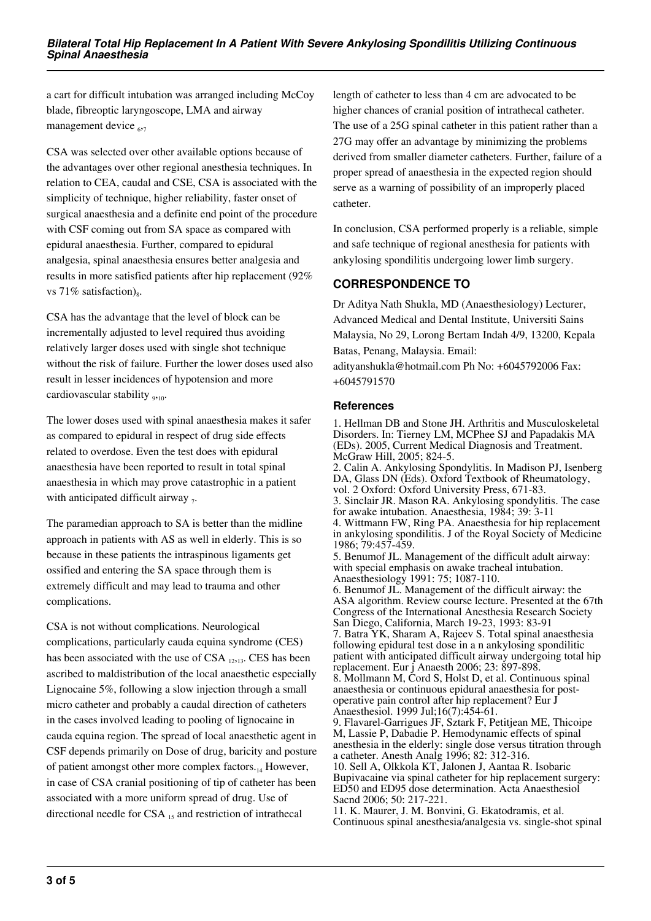a cart for difficult intubation was arranged including McCoy blade, fibreoptic laryngoscope, LMA and airway management device [6,7]

CSA was selected over other available options because of the advantages over other regional anesthesia techniques. In relation to CEA, caudal and CSE, CSA is associated with the simplicity of technique, higher reliability, faster onset of surgical anaesthesia and a definite end point of the procedure with CSF coming out from SA space as compared with epidural anaesthesia. Further, compared to epidural analgesia, spinal anaesthesia ensures better analgesia and results in more satisfied patients after hip replacement (92% vs 71% satisfaction)[8].

CSA has the advantage that the level of block can be incrementally adjusted to level required thus avoiding relatively larger doses used with single shot technique without the risk of failure. Further the lower doses used also result in lesser incidences of hypotension and more cardiovascular stability [9,10].

The lower doses used with spinal anaesthesia makes it safer as compared to epidural in respect of drug side effects related to overdose. Even the test does with epidural anaesthesia have been reported to result in total spinal anaesthesia in which may prove catastrophic in a patient with anticipated difficult airway [7].

The paramedian approach to SA is better than the midline approach in patients with AS as well in elderly. This is so because in these patients the intraspinous ligaments get ossified and entering the SA space through them is extremely difficult and may lead to trauma and other complications.

CSA is not without complications. Neurological complications, particularly cauda equina syndrome (CES) has been associated with the use of CSA [12,13]. CES has been ascribed to maldistribution of the local anaesthetic especially Lignocaine 5%, following a slow injection through a small micro catheter and probably a caudal direction of catheters in the cases involved leading to pooling of lignocaine in cauda equina region. The spread of local anaesthetic agent in CSF depends primarily on Dose of drug, baricity and posture of patient amongst other more complex factors.[14] However, in case of CSA cranial positioning of tip of catheter has been associated with a more uniform spread of drug. Use of directional needle for CSA [15] and restriction of intrathecal length of catheter to less than 4 cm are advocated to be higher chances of cranial position of intrathecal catheter. The use of a 25G spinal catheter in this patient rather than a 27G may offer an advantage by minimizing the problems derived from smaller diameter catheters. Further, failure of a proper spread of anaesthesia in the expected region should serve as a warning of possibility of an improperly placed catheter.

In conclusion, CSA performed properly is a reliable, simple and safe technique of regional anesthesia for patients with ankylosing spondilitis undergoing lower limb surgery.

## CORRESPONDENCE TO

Dr Aditya Nath Shukla, MD (Anaesthesiology) Lecturer, Advanced Medical and Dental Institute, Universiti Sains Malaysia, No 29, Lorong Bertam Indah 4/9, 13200, Kepala Batas, Penang, Malaysia. Email: adityanshukla@hotmail.com Ph No: +6045792006 Fax: +6045791570

### References

1. Hellman DB and Stone JH. Arthritis and Musculoskeletal Disorders. In: Tierney LM, MCPhee SJ and Papadakis MA (EDs). 2005, Current Medical Diagnosis and Treatment. McGraw Hill, 2005; 824-5.
2. Calin A. Ankylosing Spondylitis. In Madison PJ, Isenberg DA, Glass DN (Eds). Oxford Textbook of Rheumatology, vol. 2 Oxford: Oxford University Press, 671-83.
3. Sinclair JR. Mason RA. Ankylosing spondylitis. The case for awake intubation. Anaesthesia, 1984; 39: 3-11
4. Wittmann FW, Ring PA. Anaesthesia for hip replacement in ankylosing spondylitis. J of the Royal Society of Medicine 1986; 79:457-459.
5. Benumof JL. Management of the difficult adult airway: with special emphasis on awake tracheal intubation. Anaesthesiology 1991: 75; 1087-110.
6. Benumof JL. Management of the difficult airway: the ASA algorithm. Review course lecture. Presented at the 67th Congress of the International Anesthesia Research Society San Diego, California, March 19-23, 1993: 83-91
7. Batra YK, Sharam A, Rajeev S. Total spinal anaesthesia following epidural test dose in a n ankylosing spondilitic patient with anticipated difficult airway undergoing total hip replacement. Eur j Anaesth 2006; 23: 897-898.
8. Mollmann M, Cord S, Holst D, et al. Continuous spinal anaesthesia or continuous epidural anaesthesia for post-operative pain control after hip replacement? Eur J Anaesthesiol. 1999 Jul;16(7):454-61.
9. Flavarel-Garrigues JF, Sztark F, Petitjean ME, Thicoipe M, Lassie P, Dabadie P. Hemodynamic effects of spinal anesthesia in the elderly: single dose versus titration through a catheter. Anesth Analg 1996; 82: 312-316.
10. Sell A, Olkkola KT, Jalonen J, Aantaa R. Isobaric Bupivacaine via spinal catheter for hip replacement surgery: ED50 and ED95 dose determination. Acta Anaesthesiol Sacnd 2006; 50: 217-221.
11. K. Maurer, J. M. Bonvini, G. Ekatodramis, et al. Continuous spinal anesthesia/analgesia vs. single-shot spinal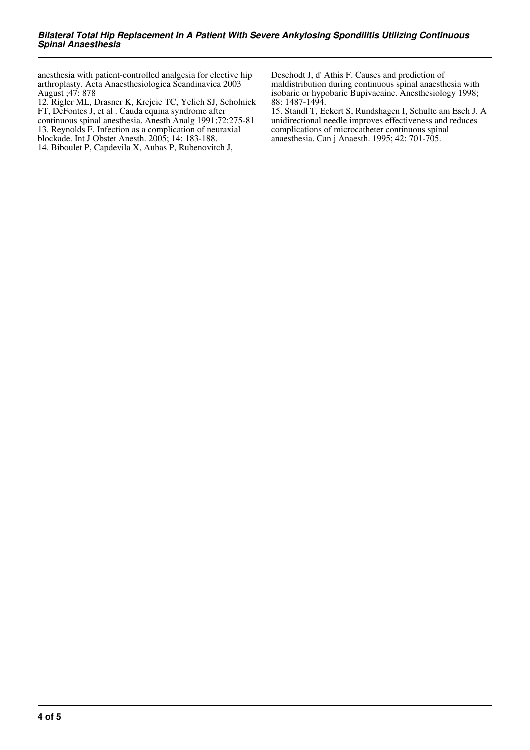anesthesia with patient-controlled analgesia for elective hip arthroplasty. Acta Anaesthesiologica Scandinavica 2003 August ;47: 878

12. Rigler ML, Drasner K, Krejcie TC, Yelich SJ, Scholnick FT, DeFontes J, et al . Cauda equina syndrome after continuous spinal anesthesia. Anesth Analg 1991;72:275-81

13. Reynolds F. Infection as a complication of neuraxial blockade. Int J Obstet Anesth. 2005; 14: 183-188.

14. Biboulet P, Capdevila X, Aubas P, Rubenovitch J, Deschodt J, d' Athis F. Causes and prediction of maldistribution during continuous spinal anaesthesia with isobaric or hypobaric Bupivacaine. Anesthesiology 1998; 88: 1487-1494.

15. Standl T, Eckert S, Rundshagen I, Schulte am Esch J. A unidirectional needle improves effectiveness and reduces complications of microcatheter continuous spinal anaesthesia. Can j Anaesth. 1995; 42: 701-705.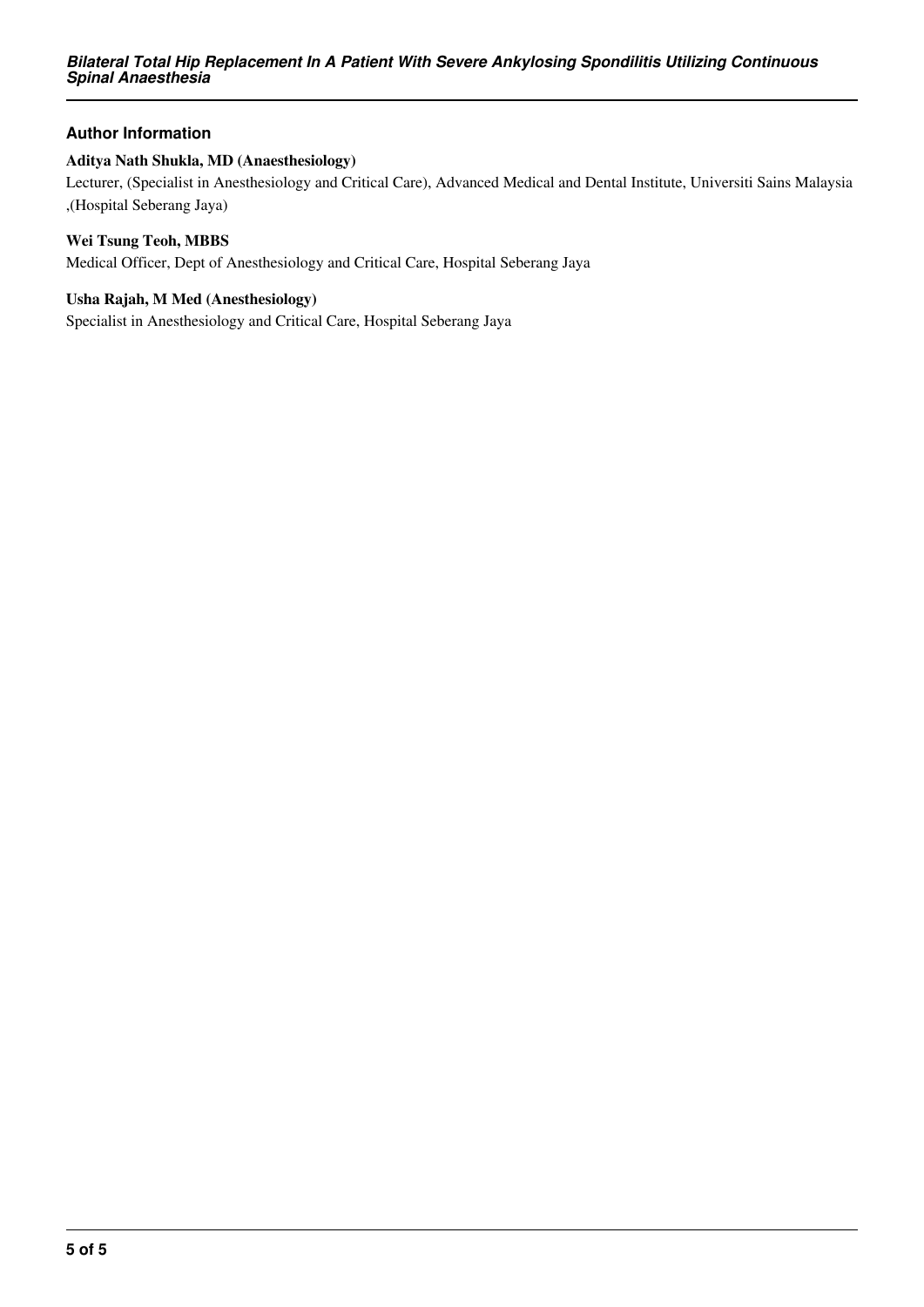## Author Information

**Aditya Nath Shukla, MD (Anaesthesiology)**
Lecturer, (Specialist in Anesthesiology and Critical Care), Advanced Medical and Dental Institute, Universiti Sains Malaysia ,(Hospital Seberang Jaya)

**Wei Tsung Teoh, MBBS**
Medical Officer, Dept of Anesthesiology and Critical Care, Hospital Seberang Jaya

**Usha Rajah, M Med (Anesthesiology)**
Specialist in Anesthesiology and Critical Care, Hospital Seberang Jaya